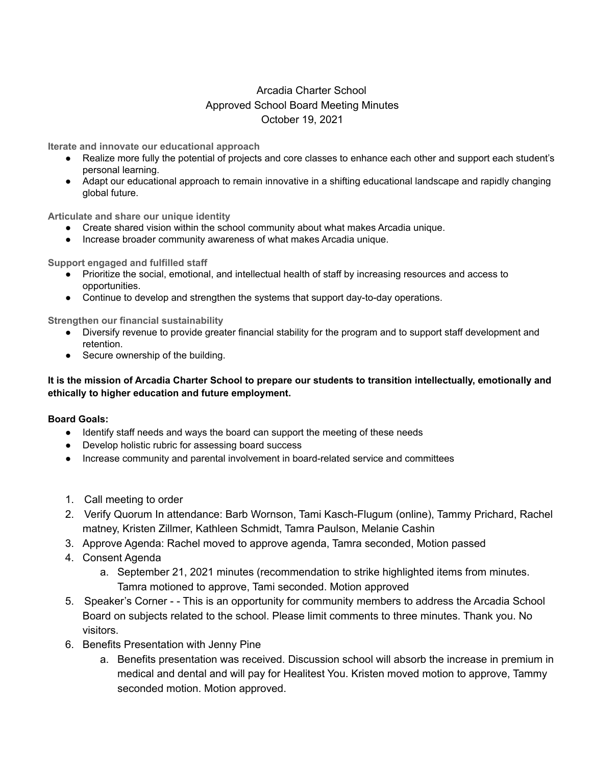# Arcadia Charter School
## Approved School Board Meeting Minutes
### October 19, 2021

**Iterate and innovate our educational approach**

- Realize more fully the potential of projects and core classes to enhance each other and support each student's personal learning.
- Adapt our educational approach to remain innovative in a shifting educational landscape and rapidly changing global future.

**Articulate and share our unique identity**

- Create shared vision within the school community about what makes Arcadia unique.
- Increase broader community awareness of what makes Arcadia unique.

**Support engaged and fulfilled staff**

- Prioritize the social, emotional, and intellectual health of staff by increasing resources and access to opportunities.
- Continue to develop and strengthen the systems that support day-to-day operations.

**Strengthen our financial sustainability**

- Diversify revenue to provide greater financial stability for the program and to support staff development and retention.
- Secure ownership of the building.

**It is the mission of Arcadia Charter School to prepare our students to transition intellectually, emotionally and ethically to higher education and future employment.**

**Board Goals:**

- Identify staff needs and ways the board can support the meeting of these needs
- Develop holistic rubric for assessing board success
- Increase community and parental involvement in board-related service and committees

1. Call meeting to order
2. Verify Quorum In attendance: Barb Wornson, Tami Kasch-Flugum (online), Tammy Prichard, Rachel matney, Kristen Zillmer, Kathleen Schmidt, Tamra Paulson, Melanie Cashin
3. Approve Agenda: Rachel moved to approve agenda, Tamra seconded, Motion passed
4. Consent Agenda
    a. September 21, 2021 minutes (recommendation to strike highlighted items from minutes. Tamra motioned to approve, Tami seconded. Motion approved
5. Speaker's Corner - - This is an opportunity for community members to address the Arcadia School Board on subjects related to the school. Please limit comments to three minutes. Thank you. No visitors.
6. Benefits Presentation with Jenny Pine
    a. Benefits presentation was received. Discussion school will absorb the increase in premium in medical and dental and will pay for Healitest You. Kristen moved motion to approve, Tammy seconded motion. Motion approved.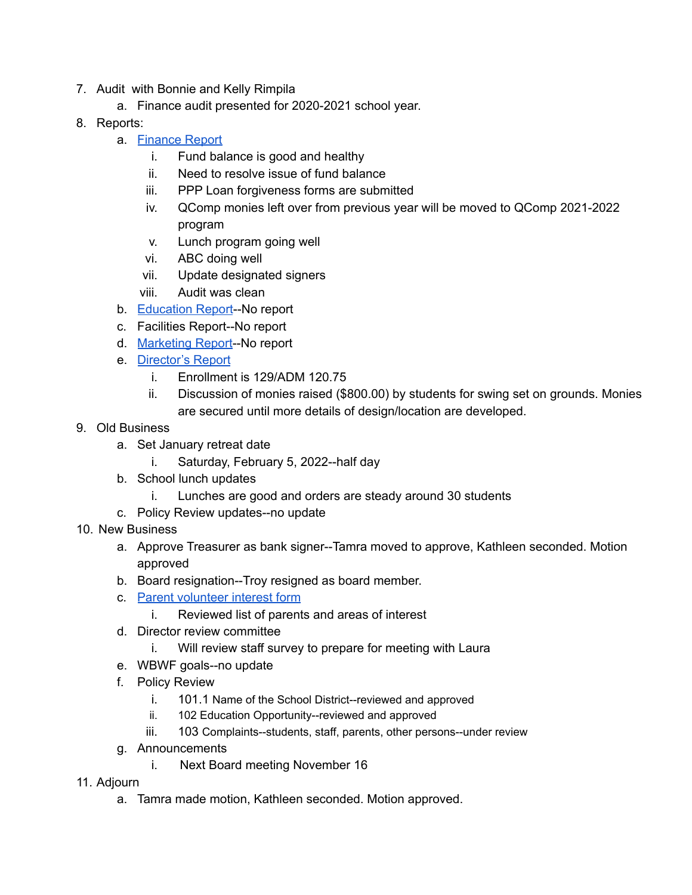7. Audit with Bonnie and Kelly Rimpila
    a. Finance audit presented for 2020-2021 school year.
8. Reports:
    a. Finance Report
        i. Fund balance is good and healthy
        ii. Need to resolve issue of fund balance
        iii. PPP Loan forgiveness forms are submitted
        iv. QComp monies left over from previous year will be moved to QComp 2021-2022 program
        v. Lunch program going well
        vi. ABC doing well
        vii. Update designated signers
        viii. Audit was clean
    b. Education Report--No report
    c. Facilities Report--No report
    d. Marketing Report--No report
    e. Director's Report
        i. Enrollment is 129/ADM 120.75
        ii. Discussion of monies raised ($800.00) by students for swing set on grounds. Monies are secured until more details of design/location are developed.
9. Old Business
    a. Set January retreat date
        i. Saturday, February 5, 2022--half day
    b. School lunch updates
        i. Lunches are good and orders are steady around 30 students
    c. Policy Review updates--no update
10. New Business
    a. Approve Treasurer as bank signer--Tamra moved to approve, Kathleen seconded. Motion approved
    b. Board resignation--Troy resigned as board member.
    c. Parent volunteer interest form
        i. Reviewed list of parents and areas of interest
    d. Director review committee
        i. Will review staff survey to prepare for meeting with Laura
    e. WBWF goals--no update
    f. Policy Review
        i. 101.1 Name of the School District--reviewed and approved
        ii. 102 Education Opportunity--reviewed and approved
        iii. 103 Complaints--students, staff, parents, other persons--under review
    g. Announcements
        i. Next Board meeting November 16
11. Adjourn
    a. Tamra made motion, Kathleen seconded. Motion approved.